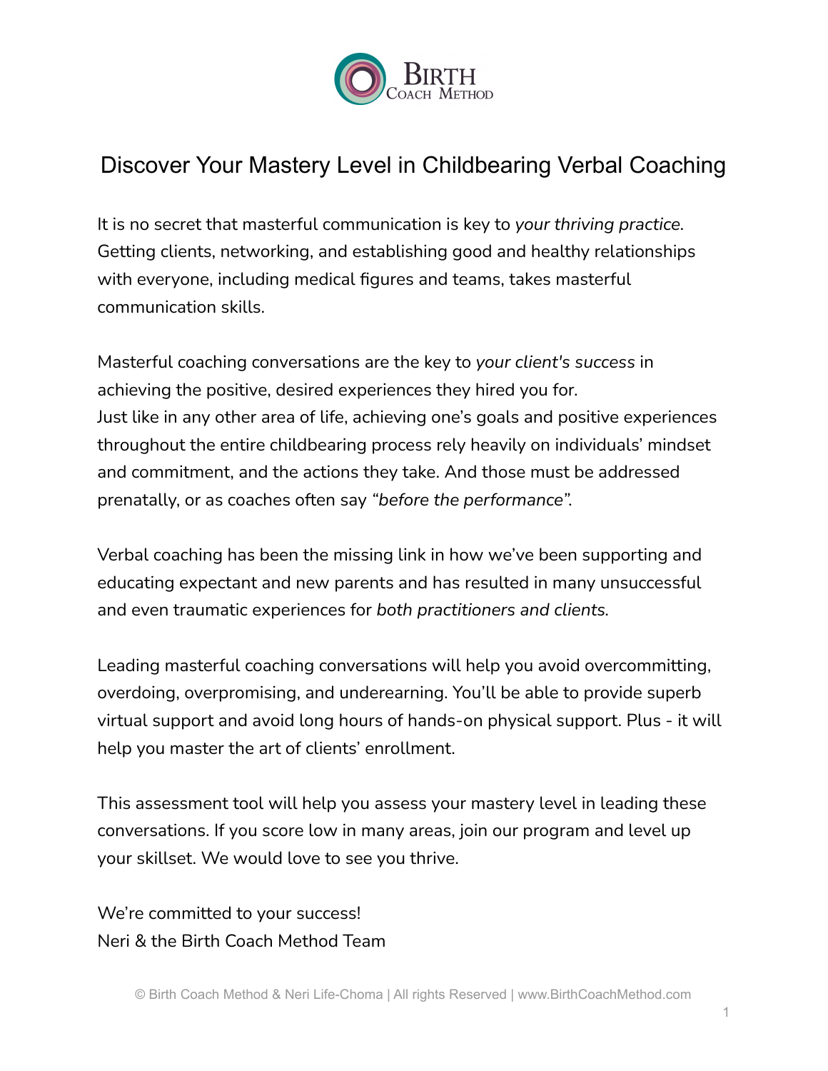# Discover Your Mastery Level in Childbearing Verbal Coaching

It is no secret that masterful communication is key to *your thriving practice*. Getting clients, networking, and establishing good and healthy relationships with everyone, including medical figures and teams, takes masterful communication skills.

Masterful coaching conversations are the key to *your client's success* in achieving the positive, desired experiences they hired you for.
Just like in any other area of life, achieving one's goals and positive experiences throughout the entire childbearing process rely heavily on individuals' mindset and commitment, and the actions they take. And those must be addressed prenatally, or as coaches often say *"before the performance"*.

Verbal coaching has been the missing link in how we've been supporting and educating expectant and new parents and has resulted in many unsuccessful and even traumatic experiences for *both practitioners and clients*.

Leading masterful coaching conversations will help you avoid overcommitting, overdoing, overpromising, and underearning. You'll be able to provide superb virtual support and avoid long hours of hands-on physical support. Plus - it will help you master the art of clients' enrollment.

This assessment tool will help you assess your mastery level in leading these conversations. If you score low in many areas, join our program and level up your skillset. We would love to see you thrive.

We're committed to your success!
Neri & the Birth Coach Method Team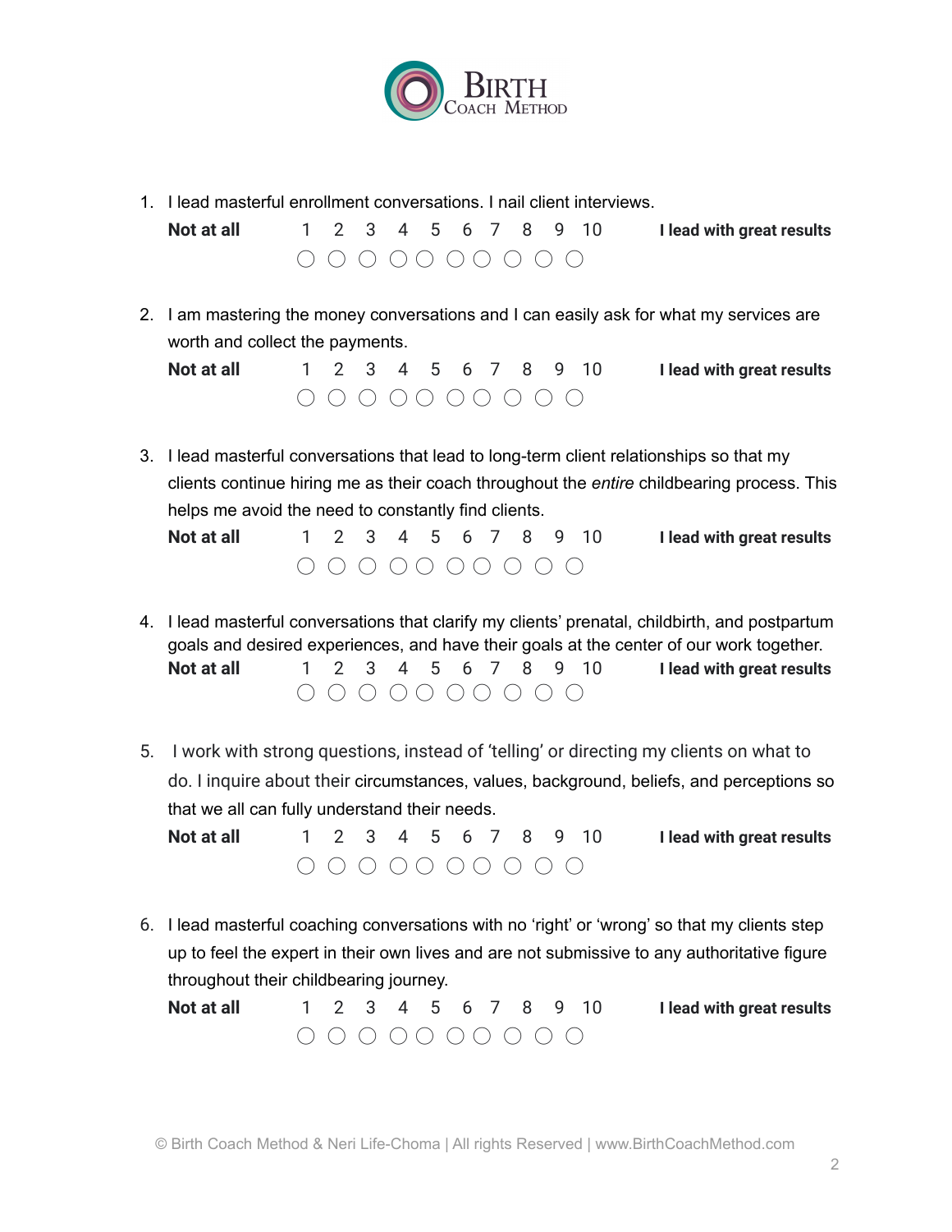1. I lead masterful enrollment conversations. I nail client interviews.

| **Not at all** | 1 | 2 | 3 | 4 | 5 | 6 | 7 | 8 | 9 | 10 | **I lead with great results** |
|---|---|---|---|---|---|---|---|---|---|---|---|
| | ◯ | ◯ | ◯ | ◯ | ◯ | ◯ | ◯ | ◯ | ◯ | ◯ | |

2. I am mastering the money conversations and I can easily ask for what my services are worth and collect the payments.

| **Not at all** | 1 | 2 | 3 | 4 | 5 | 6 | 7 | 8 | 9 | 10 | **I lead with great results** |
|---|---|---|---|---|---|---|---|---|---|---|---|
| | ◯ | ◯ | ◯ | ◯ | ◯ | ◯ | ◯ | ◯ | ◯ | ◯ | |

3. I lead masterful conversations that lead to long-term client relationships so that my clients continue hiring me as their coach throughout the *entire* childbearing process. This helps me avoid the need to constantly find clients.

| **Not at all** | 1 | 2 | 3 | 4 | 5 | 6 | 7 | 8 | 9 | 10 | **I lead with great results** |
|---|---|---|---|---|---|---|---|---|---|---|---|
| | ◯ | ◯ | ◯ | ◯ | ◯ | ◯ | ◯ | ◯ | ◯ | ◯ | |

4. I lead masterful conversations that clarify my clients' prenatal, childbirth, and postpartum goals and desired experiences, and have their goals at the center of our work together.

| **Not at all** | 1 | 2 | 3 | 4 | 5 | 6 | 7 | 8 | 9 | 10 | **I lead with great results** |
|---|---|---|---|---|---|---|---|---|---|---|---|
| | ◯ | ◯ | ◯ | ◯ | ◯ | ◯ | ◯ | ◯ | ◯ | ◯ | |

5. I work with strong questions, instead of 'telling' or directing my clients on what to do. I inquire about their circumstances, values, background, beliefs, and perceptions so that we all can fully understand their needs.

| **Not at all** | 1 | 2 | 3 | 4 | 5 | 6 | 7 | 8 | 9 | 10 | **I lead with great results** |
|---|---|---|---|---|---|---|---|---|---|---|---|
| | ◯ | ◯ | ◯ | ◯ | ◯ | ◯ | ◯ | ◯ | ◯ | ◯ | |

6. I lead masterful coaching conversations with no 'right' or 'wrong' so that my clients step up to feel the expert in their own lives and are not submissive to any authoritative figure throughout their childbearing journey.

| **Not at all** | 1 | 2 | 3 | 4 | 5 | 6 | 7 | 8 | 9 | 10 | **I lead with great results** |
|---|---|---|---|---|---|---|---|---|---|---|---|
| | ◯ | ◯ | ◯ | ◯ | ◯ | ◯ | ◯ | ◯ | ◯ | ◯ | |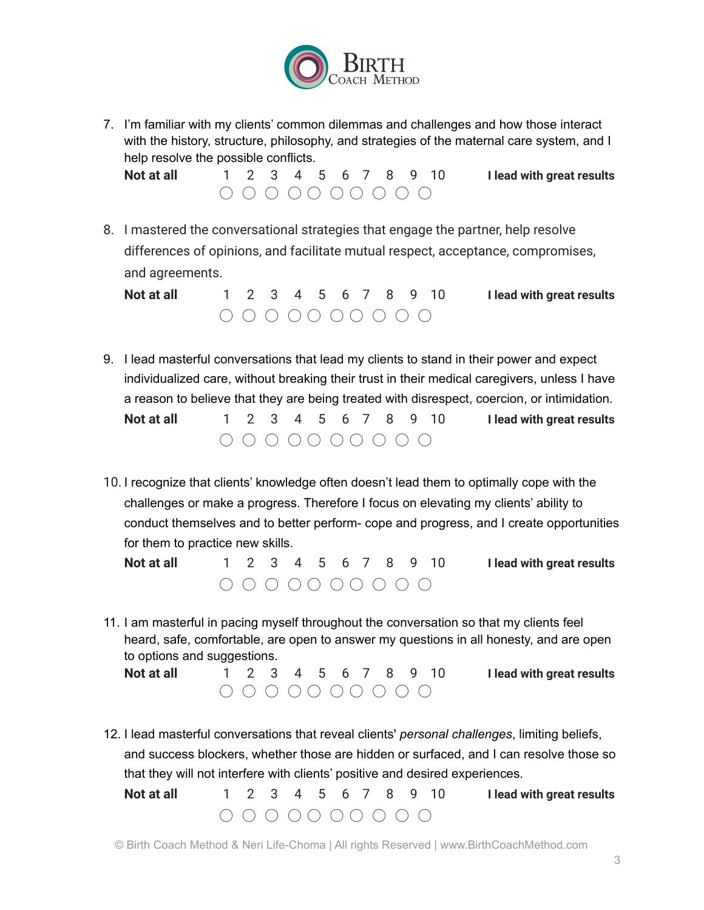7. I'm familiar with my clients' common dilemmas and challenges and how those interact with the history, structure, philosophy, and strategies of the maternal care system, and I help resolve the possible conflicts.

| **Not at all** | 1 | 2 | 3 | 4 | 5 | 6 | 7 | 8 | 9 | 10 | **I lead with great results** |
|---|---|---|---|---|---|---|---|---|---|---|---|
| | ◯ | ◯ | ◯ | ◯ | ◯ | ◯ | ◯ | ◯ | ◯ | ◯ | |

8. I mastered the conversational strategies that engage the partner, help resolve differences of opinions, and facilitate mutual respect, acceptance, compromises, and agreements.

| **Not at all** | 1 | 2 | 3 | 4 | 5 | 6 | 7 | 8 | 9 | 10 | **I lead with great results** |
|---|---|---|---|---|---|---|---|---|---|---|---|
| | ◯ | ◯ | ◯ | ◯ | ◯ | ◯ | ◯ | ◯ | ◯ | ◯ | |

9. I lead masterful conversations that lead my clients to stand in their power and expect individualized care, without breaking their trust in their medical caregivers, unless I have a reason to believe that they are being treated with disrespect, coercion, or intimidation.

| **Not at all** | 1 | 2 | 3 | 4 | 5 | 6 | 7 | 8 | 9 | 10 | **I lead with great results** |
|---|---|---|---|---|---|---|---|---|---|---|---|
| | ◯ | ◯ | ◯ | ◯ | ◯ | ◯ | ◯ | ◯ | ◯ | ◯ | |

10. I recognize that clients' knowledge often doesn't lead them to optimally cope with the challenges or make a progress. Therefore I focus on elevating my clients' ability to conduct themselves and to better perform- cope and progress, and I create opportunities for them to practice new skills.

| **Not at all** | 1 | 2 | 3 | 4 | 5 | 6 | 7 | 8 | 9 | 10 | **I lead with great results** |
|---|---|---|---|---|---|---|---|---|---|---|---|
| | ◯ | ◯ | ◯ | ◯ | ◯ | ◯ | ◯ | ◯ | ◯ | ◯ | |

11. I am masterful in pacing myself throughout the conversation so that my clients feel heard, safe, comfortable, are open to answer my questions in all honesty, and are open to options and suggestions.

| **Not at all** | 1 | 2 | 3 | 4 | 5 | 6 | 7 | 8 | 9 | 10 | **I lead with great results** |
|---|---|---|---|---|---|---|---|---|---|---|---|
| | ◯ | ◯ | ◯ | ◯ | ◯ | ◯ | ◯ | ◯ | ◯ | ◯ | |

12. I lead masterful conversations that reveal clients' *personal challenges*, limiting beliefs, and success blockers, whether those are hidden or surfaced, and I can resolve those so that they will not interfere with clients' positive and desired experiences.

| **Not at all** | 1 | 2 | 3 | 4 | 5 | 6 | 7 | 8 | 9 | 10 | **I lead with great results** |
|---|---|---|---|---|---|---|---|---|---|---|---|
| | ◯ | ◯ | ◯ | ◯ | ◯ | ◯ | ◯ | ◯ | ◯ | ◯ | |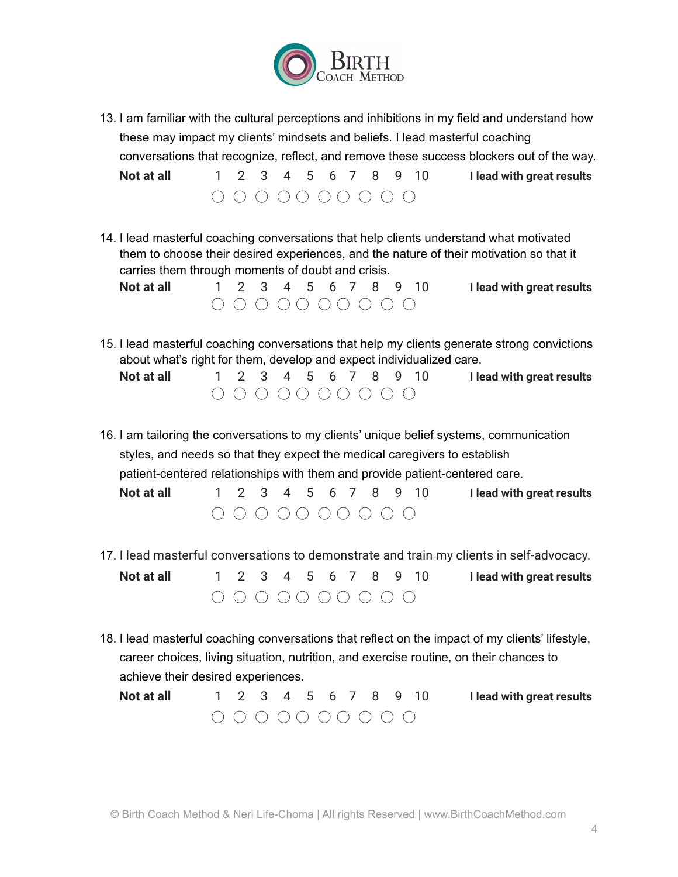13. I am familiar with the cultural perceptions and inhibitions in my field and understand how these may impact my clients' mindsets and beliefs. I lead masterful coaching conversations that recognize, reflect, and remove these success blockers out of the way.

| **Not at all** | 1 | 2 | 3 | 4 | 5 | 6 | 7 | 8 | 9 | 10 | **I lead with great results** |
|---|---|---|---|---|---|---|---|---|---|---|---|
| | ◯ | ◯ | ◯ | ◯ | ◯ | ◯ | ◯ | ◯ | ◯ | ◯ | |

14. I lead masterful coaching conversations that help clients understand what motivated them to choose their desired experiences, and the nature of their motivation so that it carries them through moments of doubt and crisis.

| **Not at all** | 1 | 2 | 3 | 4 | 5 | 6 | 7 | 8 | 9 | 10 | **I lead with great results** |
|---|---|---|---|---|---|---|---|---|---|---|---|
| | ◯ | ◯ | ◯ | ◯ | ◯ | ◯ | ◯ | ◯ | ◯ | ◯ | |

15. I lead masterful coaching conversations that help my clients generate strong convictions about what's right for them, develop and expect individualized care.

| **Not at all** | 1 | 2 | 3 | 4 | 5 | 6 | 7 | 8 | 9 | 10 | **I lead with great results** |
|---|---|---|---|---|---|---|---|---|---|---|---|
| | ◯ | ◯ | ◯ | ◯ | ◯ | ◯ | ◯ | ◯ | ◯ | ◯ | |

16. I am tailoring the conversations to my clients' unique belief systems, communication styles, and needs so that they expect the medical caregivers to establish patient-centered relationships with them and provide patient-centered care.

| **Not at all** | 1 | 2 | 3 | 4 | 5 | 6 | 7 | 8 | 9 | 10 | **I lead with great results** |
|---|---|---|---|---|---|---|---|---|---|---|---|
| | ◯ | ◯ | ◯ | ◯ | ◯ | ◯ | ◯ | ◯ | ◯ | ◯ | |

17. I lead masterful conversations to demonstrate and train my clients in self-advocacy.

| **Not at all** | 1 | 2 | 3 | 4 | 5 | 6 | 7 | 8 | 9 | 10 | **I lead with great results** |
|---|---|---|---|---|---|---|---|---|---|---|---|
| | ◯ | ◯ | ◯ | ◯ | ◯ | ◯ | ◯ | ◯ | ◯ | ◯ | |

18. I lead masterful coaching conversations that reflect on the impact of my clients' lifestyle, career choices, living situation, nutrition, and exercise routine, on their chances to achieve their desired experiences.

| **Not at all** | 1 | 2 | 3 | 4 | 5 | 6 | 7 | 8 | 9 | 10 | **I lead with great results** |
|---|---|---|---|---|---|---|---|---|---|---|---|
| | ◯ | ◯ | ◯ | ◯ | ◯ | ◯ | ◯ | ◯ | ◯ | ◯ | |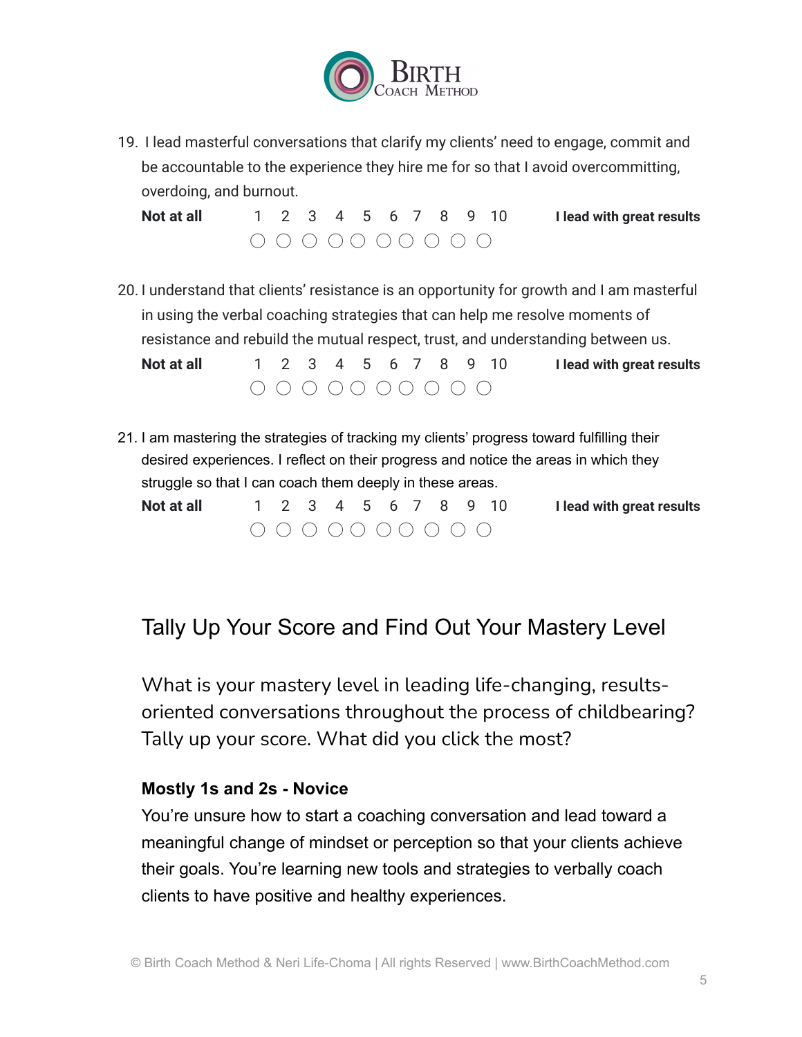19. I lead masterful conversations that clarify my clients' need to engage, commit and be accountable to the experience they hire me for so that I avoid overcommitting, overdoing, and burnout.

| **Not at all** | 1 | 2 | 3 | 4 | 5 | 6 | 7 | 8 | 9 | 10 | **I lead with great results** |
|---|---|---|---|---|---|---|---|---|---|---|---|
| | ◯ | ◯ | ◯ | ◯ | ◯ | ◯ | ◯ | ◯ | ◯ | ◯ | |

20. I understand that clients' resistance is an opportunity for growth and I am masterful in using the verbal coaching strategies that can help me resolve moments of resistance and rebuild the mutual respect, trust, and understanding between us.

| **Not at all** | 1 | 2 | 3 | 4 | 5 | 6 | 7 | 8 | 9 | 10 | **I lead with great results** |
|---|---|---|---|---|---|---|---|---|---|---|---|
| | ◯ | ◯ | ◯ | ◯ | ◯ | ◯ | ◯ | ◯ | ◯ | ◯ | |

21. I am mastering the strategies of tracking my clients' progress toward fulfilling their desired experiences. I reflect on their progress and notice the areas in which they struggle so that I can coach them deeply in these areas.

| **Not at all** | 1 | 2 | 3 | 4 | 5 | 6 | 7 | 8 | 9 | 10 | **I lead with great results** |
|---|---|---|---|---|---|---|---|---|---|---|---|
| | ◯ | ◯ | ◯ | ◯ | ◯ | ◯ | ◯ | ◯ | ◯ | ◯ | |

## Tally Up Your Score and Find Out Your Mastery Level

What is your mastery level in leading life-changing, results-oriented conversations throughout the process of childbearing? Tally up your score. What did you click the most?

### Mostly 1s and 2s - Novice

You're unsure how to start a coaching conversation and lead toward a meaningful change of mindset or perception so that your clients achieve their goals. You're learning new tools and strategies to verbally coach clients to have positive and healthy experiences.

© Birth Coach Method & Neri Life-Choma | All rights Reserved | www.BirthCoachMethod.com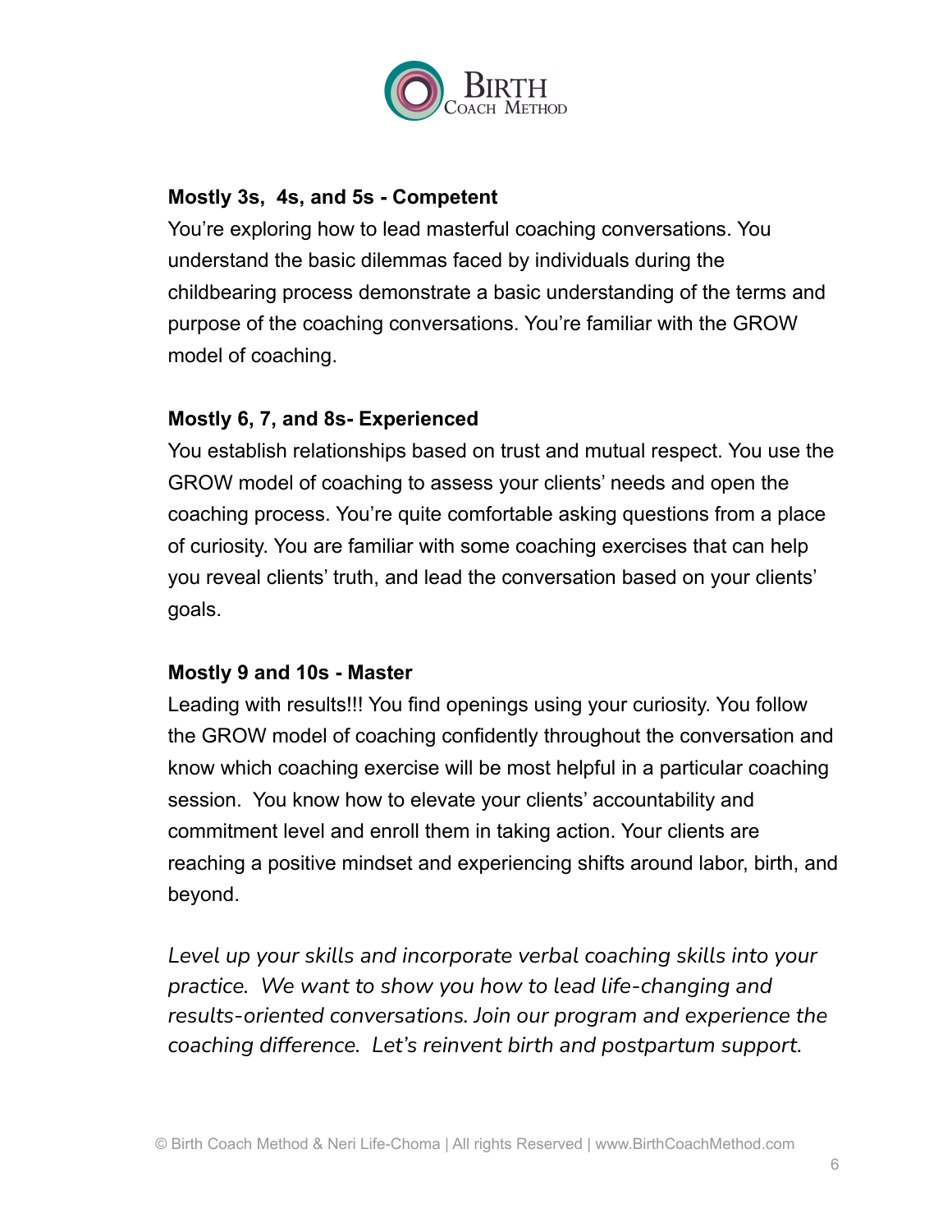**Mostly 3s,  4s, and 5s - Competent**

You're exploring how to lead masterful coaching conversations. You understand the basic dilemmas faced by individuals during the childbearing process demonstrate a basic understanding of the terms and purpose of the coaching conversations. You're familiar with the GROW model of coaching.

**Mostly 6, 7, and 8s- Experienced**

You establish relationships based on trust and mutual respect. You use the GROW model of coaching to assess your clients' needs and open the coaching process. You're quite comfortable asking questions from a place of curiosity. You are familiar with some coaching exercises that can help you reveal clients' truth, and lead the conversation based on your clients' goals.

**Mostly 9 and 10s - Master**

Leading with results!!! You find openings using your curiosity. You follow the GROW model of coaching confidently throughout the conversation and know which coaching exercise will be most helpful in a particular coaching session.  You know how to elevate your clients' accountability and commitment level and enroll them in taking action. Your clients are reaching a positive mindset and experiencing shifts around labor, birth, and beyond.

*Level up your skills and incorporate verbal coaching skills into your practice.  We want to show you how to lead life-changing and results-oriented conversations. Join our program and experience the coaching difference.  Let's reinvent birth and postpartum support.*